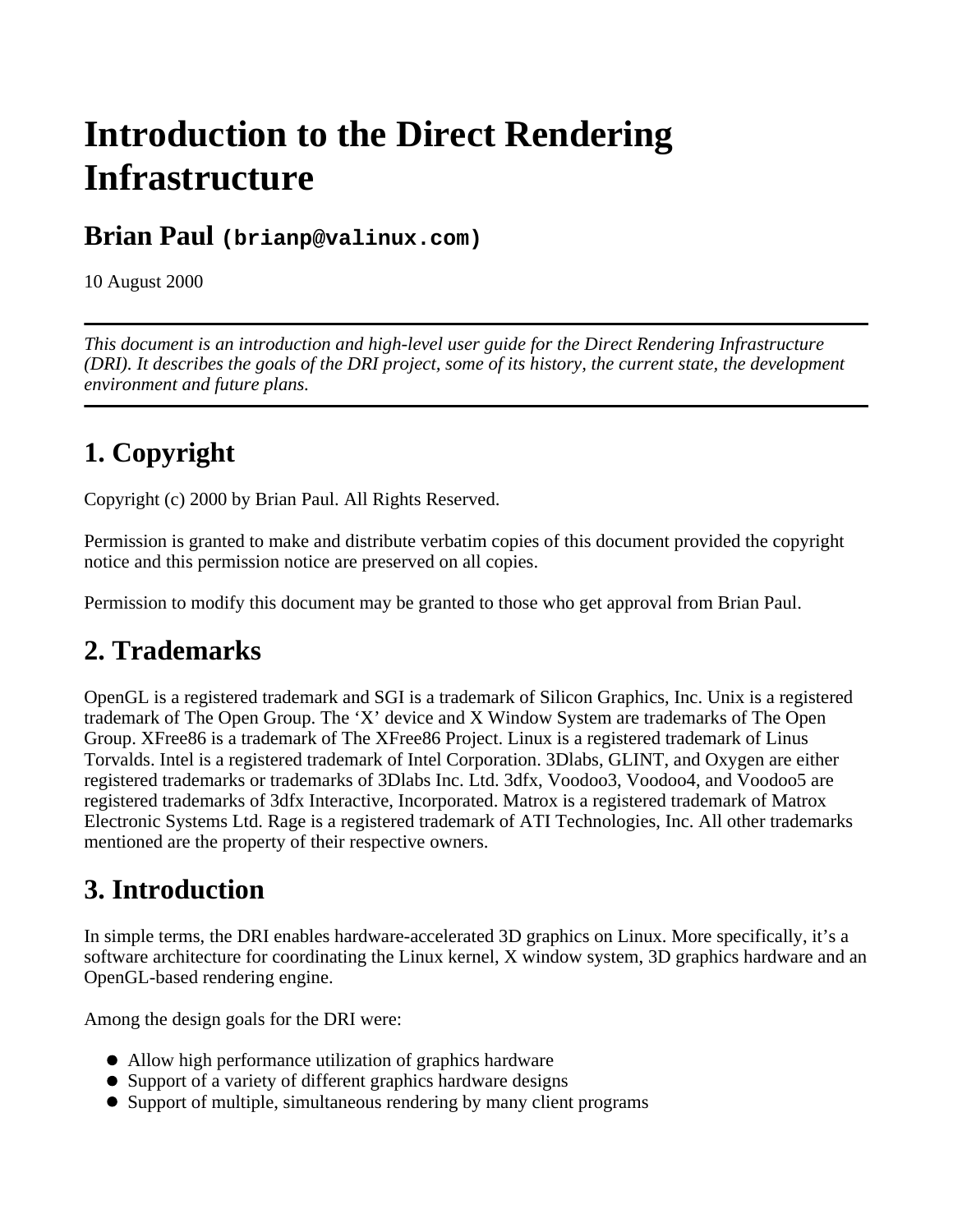# Introduction to the Direct Rendering Infrastructure

## Brian Paul (`brianp@valinux.com`)

10 August 2000

---

*This document is an introduction and high-level user guide for the Direct Rendering Infrastructure (DRI). It describes the goals of the DRI project, some of its history, the current state, the development environment and future plans.*

---

## 1. Copyright

Copyright (c) 2000 by Brian Paul. All Rights Reserved.

Permission is granted to make and distribute verbatim copies of this document provided the copyright notice and this permission notice are preserved on all copies.

Permission to modify this document may be granted to those who get approval from Brian Paul.

## 2. Trademarks

OpenGL is a registered trademark and SGI is a trademark of Silicon Graphics, Inc. Unix is a registered trademark of The Open Group. The 'X' device and X Window System are trademarks of The Open Group. XFree86 is a trademark of The XFree86 Project. Linux is a registered trademark of Linus Torvalds. Intel is a registered trademark of Intel Corporation. 3Dlabs, GLINT, and Oxygen are either registered trademarks or trademarks of 3Dlabs Inc. Ltd. 3dfx, Voodoo3, Voodoo4, and Voodoo5 are registered trademarks of 3dfx Interactive, Incorporated. Matrox is a registered trademark of Matrox Electronic Systems Ltd. Rage is a registered trademark of ATI Technologies, Inc. All other trademarks mentioned are the property of their respective owners.

## 3. Introduction

In simple terms, the DRI enables hardware-accelerated 3D graphics on Linux. More specifically, it's a software architecture for coordinating the Linux kernel, X window system, 3D graphics hardware and an OpenGL-based rendering engine.

Among the design goals for the DRI were:

- Allow high performance utilization of graphics hardware
- Support of a variety of different graphics hardware designs
- Support of multiple, simultaneous rendering by many client programs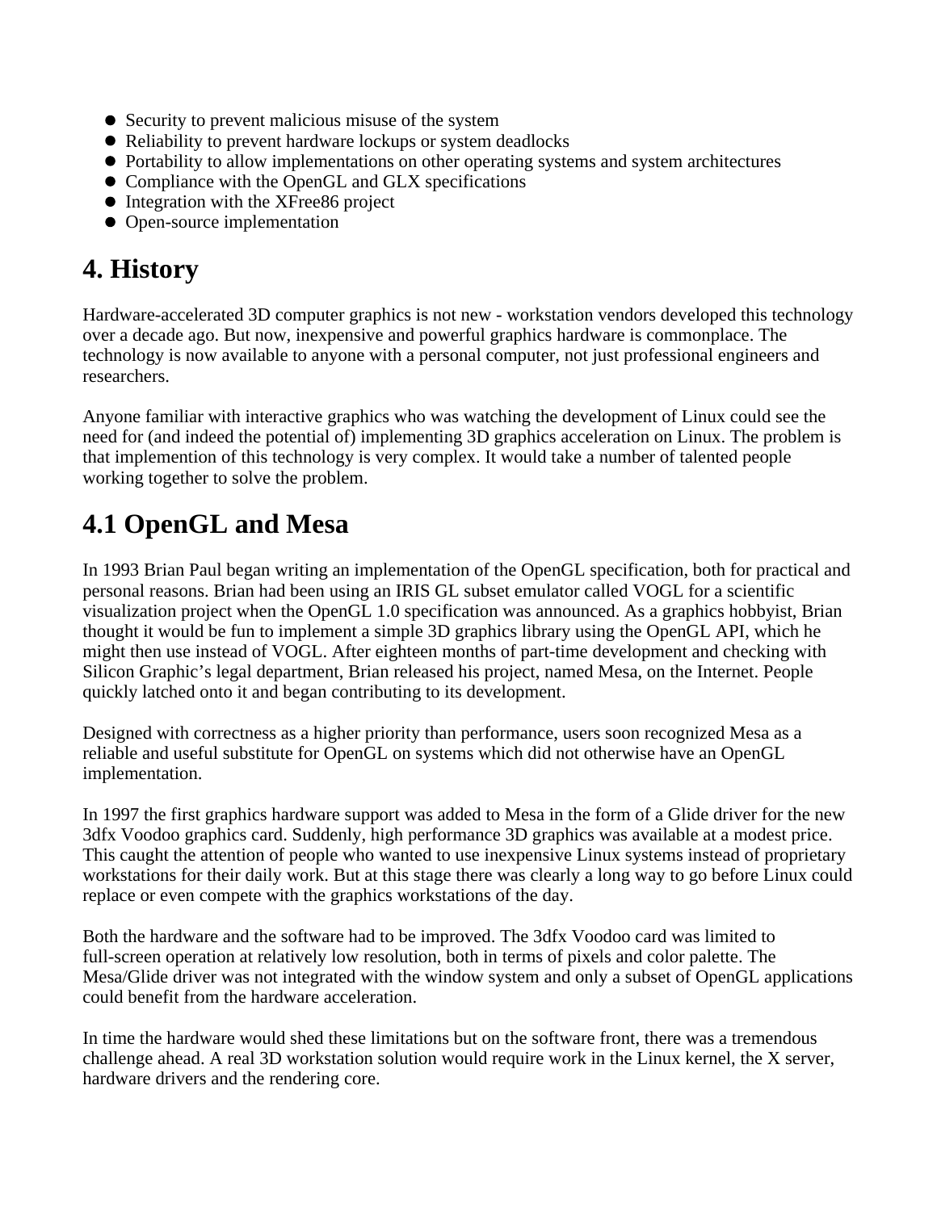- Security to prevent malicious misuse of the system
- Reliability to prevent hardware lockups or system deadlocks
- Portability to allow implementations on other operating systems and system architectures
- Compliance with the OpenGL and GLX specifications
- Integration with the XFree86 project
- Open-source implementation

# 4. History

Hardware-accelerated 3D computer graphics is not new - workstation vendors developed this technology over a decade ago. But now, inexpensive and powerful graphics hardware is commonplace. The technology is now available to anyone with a personal computer, not just professional engineers and researchers.

Anyone familiar with interactive graphics who was watching the development of Linux could see the need for (and indeed the potential of) implementing 3D graphics acceleration on Linux. The problem is that implemention of this technology is very complex. It would take a number of talented people working together to solve the problem.

## 4.1 OpenGL and Mesa

In 1993 Brian Paul began writing an implementation of the OpenGL specification, both for practical and personal reasons. Brian had been using an IRIS GL subset emulator called VOGL for a scientific visualization project when the OpenGL 1.0 specification was announced. As a graphics hobbyist, Brian thought it would be fun to implement a simple 3D graphics library using the OpenGL API, which he might then use instead of VOGL. After eighteen months of part-time development and checking with Silicon Graphic's legal department, Brian released his project, named Mesa, on the Internet. People quickly latched onto it and began contributing to its development.

Designed with correctness as a higher priority than performance, users soon recognized Mesa as a reliable and useful substitute for OpenGL on systems which did not otherwise have an OpenGL implementation.

In 1997 the first graphics hardware support was added to Mesa in the form of a Glide driver for the new 3dfx Voodoo graphics card. Suddenly, high performance 3D graphics was available at a modest price. This caught the attention of people who wanted to use inexpensive Linux systems instead of proprietary workstations for their daily work. But at this stage there was clearly a long way to go before Linux could replace or even compete with the graphics workstations of the day.

Both the hardware and the software had to be improved. The 3dfx Voodoo card was limited to full-screen operation at relatively low resolution, both in terms of pixels and color palette. The Mesa/Glide driver was not integrated with the window system and only a subset of OpenGL applications could benefit from the hardware acceleration.

In time the hardware would shed these limitations but on the software front, there was a tremendous challenge ahead. A real 3D workstation solution would require work in the Linux kernel, the X server, hardware drivers and the rendering core.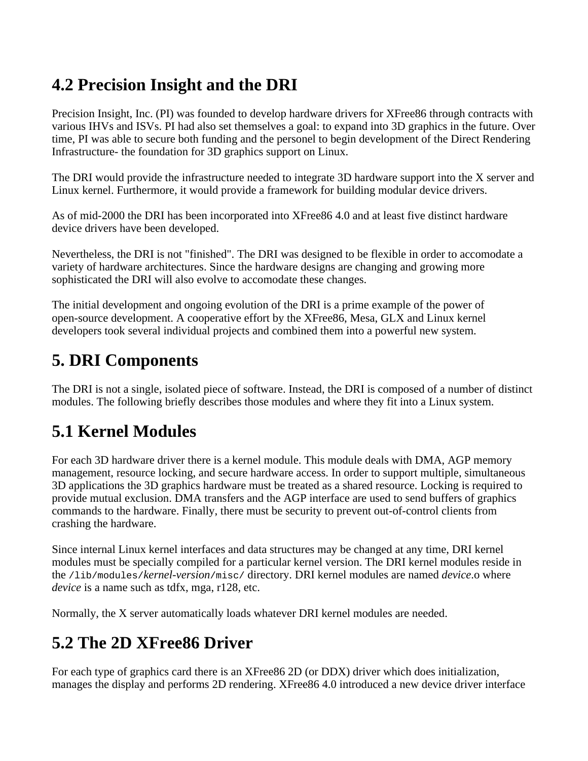## 4.2 Precision Insight and the DRI

Precision Insight, Inc. (PI) was founded to develop hardware drivers for XFree86 through contracts with various IHVs and ISVs. PI had also set themselves a goal: to expand into 3D graphics in the future. Over time, PI was able to secure both funding and the personel to begin development of the Direct Rendering Infrastructure- the foundation for 3D graphics support on Linux.

The DRI would provide the infrastructure needed to integrate 3D hardware support into the X server and Linux kernel. Furthermore, it would provide a framework for building modular device drivers.

As of mid-2000 the DRI has been incorporated into XFree86 4.0 and at least five distinct hardware device drivers have been developed.

Nevertheless, the DRI is not "finished". The DRI was designed to be flexible in order to accomodate a variety of hardware architectures. Since the hardware designs are changing and growing more sophisticated the DRI will also evolve to accomodate these changes.

The initial development and ongoing evolution of the DRI is a prime example of the power of open-source development. A cooperative effort by the XFree86, Mesa, GLX and Linux kernel developers took several individual projects and combined them into a powerful new system.

## 5. DRI Components

The DRI is not a single, isolated piece of software. Instead, the DRI is composed of a number of distinct modules. The following briefly describes those modules and where they fit into a Linux system.

## 5.1 Kernel Modules

For each 3D hardware driver there is a kernel module. This module deals with DMA, AGP memory management, resource locking, and secure hardware access. In order to support multiple, simultaneous 3D applications the 3D graphics hardware must be treated as a shared resource. Locking is required to provide mutual exclusion. DMA transfers and the AGP interface are used to send buffers of graphics commands to the hardware. Finally, there must be security to prevent out-of-control clients from crashing the hardware.

Since internal Linux kernel interfaces and data structures may be changed at any time, DRI kernel modules must be specially compiled for a particular kernel version. The DRI kernel modules reside in the `/lib/modules/`*kernel-version*`/misc/` directory. DRI kernel modules are named *device*.o where *device* is a name such as tdfx, mga, r128, etc.

Normally, the X server automatically loads whatever DRI kernel modules are needed.

## 5.2 The 2D XFree86 Driver

For each type of graphics card there is an XFree86 2D (or DDX) driver which does initialization, manages the display and performs 2D rendering. XFree86 4.0 introduced a new device driver interface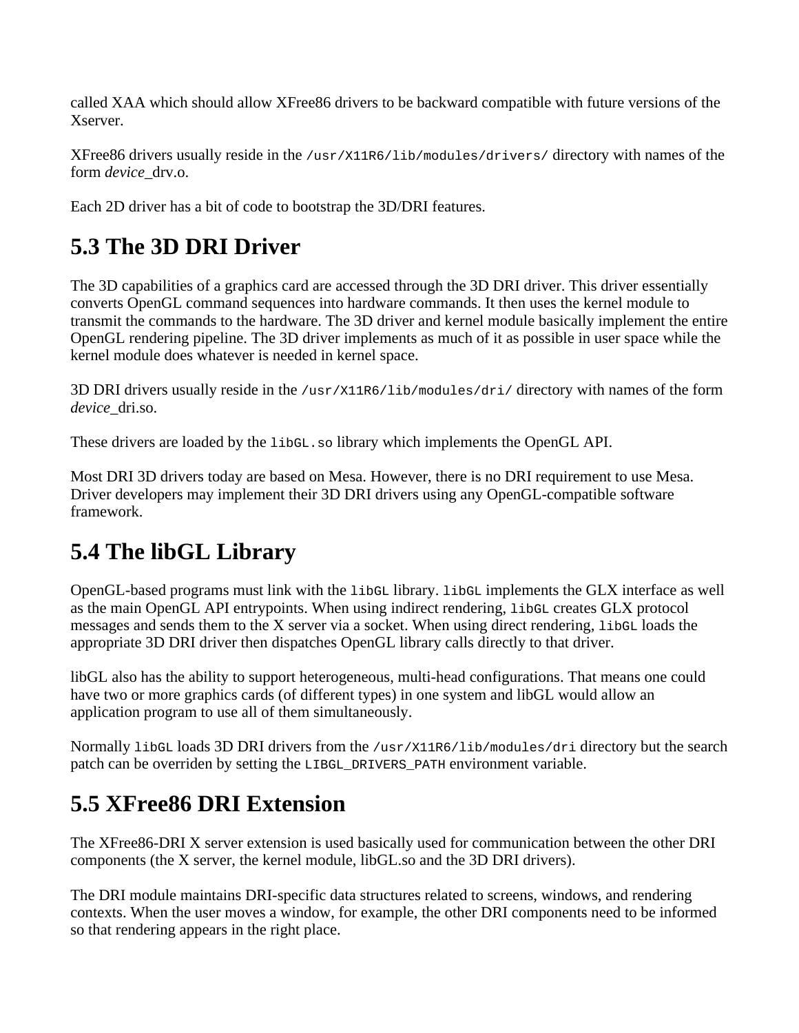called XAA which should allow XFree86 drivers to be backward compatible with future versions of the Xserver.

XFree86 drivers usually reside in the `/usr/X11R6/lib/modules/drivers/` directory with names of the form *device*_drv.o.

Each 2D driver has a bit of code to bootstrap the 3D/DRI features.

## 5.3 The 3D DRI Driver

The 3D capabilities of a graphics card are accessed through the 3D DRI driver. This driver essentially converts OpenGL command sequences into hardware commands. It then uses the kernel module to transmit the commands to the hardware. The 3D driver and kernel module basically implement the entire OpenGL rendering pipeline. The 3D driver implements as much of it as possible in user space while the kernel module does whatever is needed in kernel space.

3D DRI drivers usually reside in the `/usr/X11R6/lib/modules/dri/` directory with names of the form *device*_dri.so.

These drivers are loaded by the `libGL.so` library which implements the OpenGL API.

Most DRI 3D drivers today are based on Mesa. However, there is no DRI requirement to use Mesa. Driver developers may implement their 3D DRI drivers using any OpenGL-compatible software framework.

## 5.4 The libGL Library

OpenGL-based programs must link with the `libGL` library. `libGL` implements the GLX interface as well as the main OpenGL API entrypoints. When using indirect rendering, `libGL` creates GLX protocol messages and sends them to the X server via a socket. When using direct rendering, `libGL` loads the appropriate 3D DRI driver then dispatches OpenGL library calls directly to that driver.

libGL also has the ability to support heterogeneous, multi-head configurations. That means one could have two or more graphics cards (of different types) in one system and libGL would allow an application program to use all of them simultaneously.

Normally `libGL` loads 3D DRI drivers from the `/usr/X11R6/lib/modules/dri` directory but the search patch can be overriden by setting the `LIBGL_DRIVERS_PATH` environment variable.

## 5.5 XFree86 DRI Extension

The XFree86-DRI X server extension is used basically used for communication between the other DRI components (the X server, the kernel module, libGL.so and the 3D DRI drivers).

The DRI module maintains DRI-specific data structures related to screens, windows, and rendering contexts. When the user moves a window, for example, the other DRI components need to be informed so that rendering appears in the right place.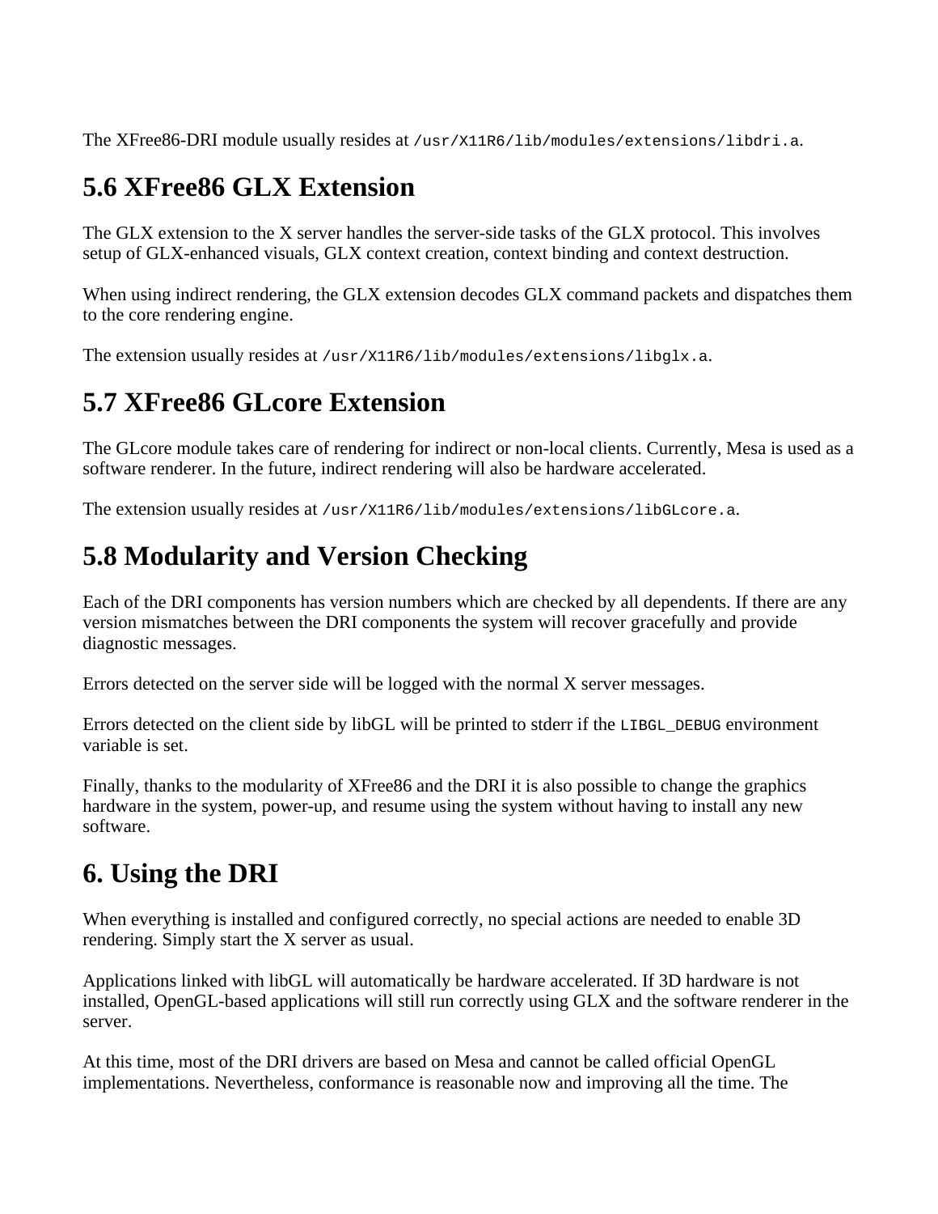The XFree86-DRI module usually resides at `/usr/X11R6/lib/modules/extensions/libdri.a`.

## 5.6 XFree86 GLX Extension

The GLX extension to the X server handles the server-side tasks of the GLX protocol. This involves setup of GLX-enhanced visuals, GLX context creation, context binding and context destruction.

When using indirect rendering, the GLX extension decodes GLX command packets and dispatches them to the core rendering engine.

The extension usually resides at `/usr/X11R6/lib/modules/extensions/libglx.a`.

## 5.7 XFree86 GLcore Extension

The GLcore module takes care of rendering for indirect or non-local clients. Currently, Mesa is used as a software renderer. In the future, indirect rendering will also be hardware accelerated.

The extension usually resides at `/usr/X11R6/lib/modules/extensions/libGLcore.a`.

## 5.8 Modularity and Version Checking

Each of the DRI components has version numbers which are checked by all dependents. If there are any version mismatches between the DRI components the system will recover gracefully and provide diagnostic messages.

Errors detected on the server side will be logged with the normal X server messages.

Errors detected on the client side by libGL will be printed to stderr if the `LIBGL_DEBUG` environment variable is set.

Finally, thanks to the modularity of XFree86 and the DRI it is also possible to change the graphics hardware in the system, power-up, and resume using the system without having to install any new software.

# 6. Using the DRI

When everything is installed and configured correctly, no special actions are needed to enable 3D rendering. Simply start the X server as usual.

Applications linked with libGL will automatically be hardware accelerated. If 3D hardware is not installed, OpenGL-based applications will still run correctly using GLX and the software renderer in the server.

At this time, most of the DRI drivers are based on Mesa and cannot be called official OpenGL implementations. Nevertheless, conformance is reasonable now and improving all the time. The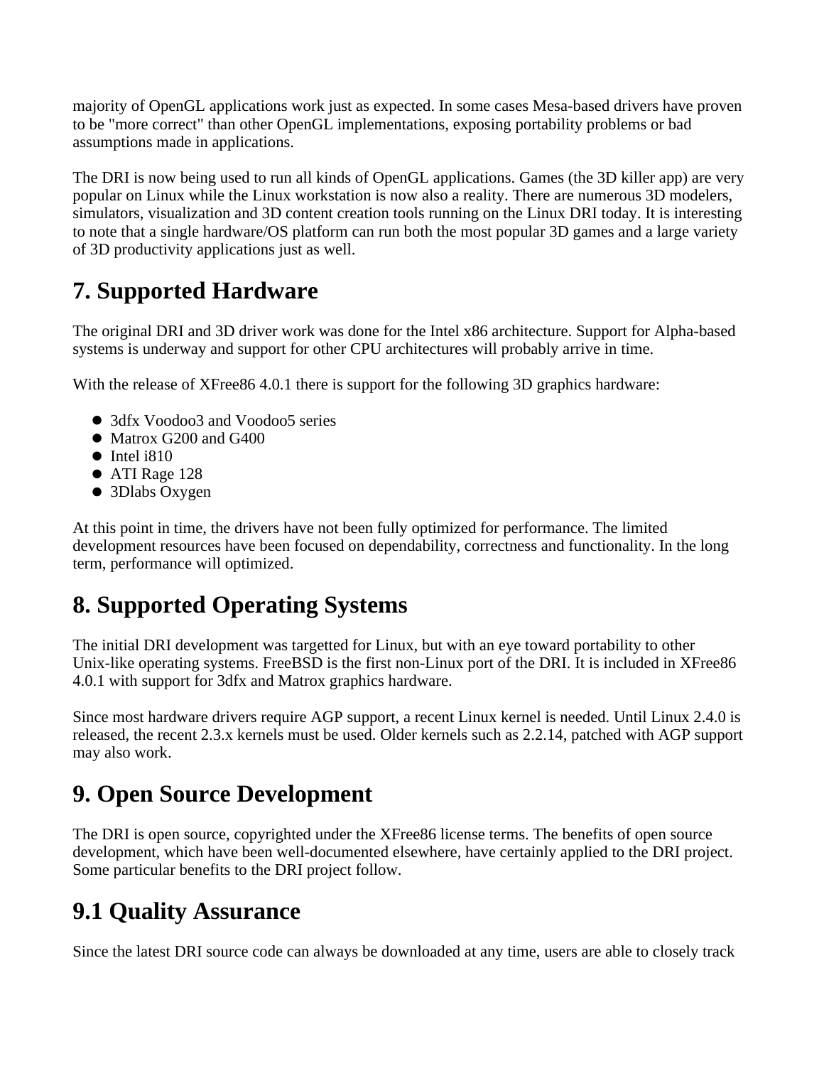majority of OpenGL applications work just as expected. In some cases Mesa-based drivers have proven to be "more correct" than other OpenGL implementations, exposing portability problems or bad assumptions made in applications.

The DRI is now being used to run all kinds of OpenGL applications. Games (the 3D killer app) are very popular on Linux while the Linux workstation is now also a reality. There are numerous 3D modelers, simulators, visualization and 3D content creation tools running on the Linux DRI today. It is interesting to note that a single hardware/OS platform can run both the most popular 3D games and a large variety of 3D productivity applications just as well.

## 7. Supported Hardware

The original DRI and 3D driver work was done for the Intel x86 architecture. Support for Alpha-based systems is underway and support for other CPU architectures will probably arrive in time.

With the release of XFree86 4.0.1 there is support for the following 3D graphics hardware:

- 3dfx Voodoo3 and Voodoo5 series
- Matrox G200 and G400
- Intel i810
- ATI Rage 128
- 3Dlabs Oxygen

At this point in time, the drivers have not been fully optimized for performance. The limited development resources have been focused on dependability, correctness and functionality. In the long term, performance will optimized.

## 8. Supported Operating Systems

The initial DRI development was targetted for Linux, but with an eye toward portability to other Unix-like operating systems. FreeBSD is the first non-Linux port of the DRI. It is included in XFree86 4.0.1 with support for 3dfx and Matrox graphics hardware.

Since most hardware drivers require AGP support, a recent Linux kernel is needed. Until Linux 2.4.0 is released, the recent 2.3.x kernels must be used. Older kernels such as 2.2.14, patched with AGP support may also work.

## 9. Open Source Development

The DRI is open source, copyrighted under the XFree86 license terms. The benefits of open source development, which have been well-documented elsewhere, have certainly applied to the DRI project. Some particular benefits to the DRI project follow.

## 9.1 Quality Assurance

Since the latest DRI source code can always be downloaded at any time, users are able to closely track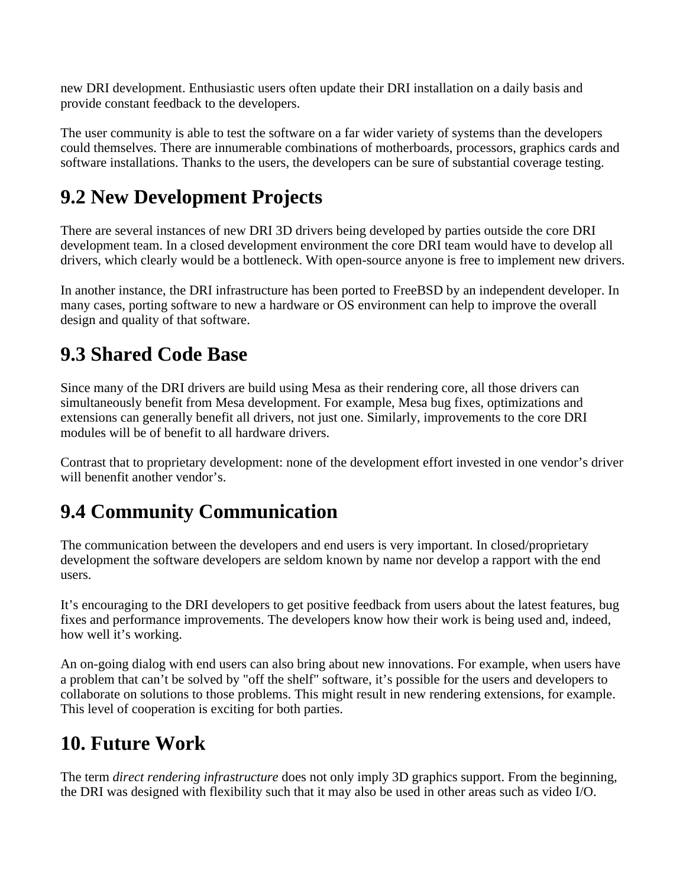new DRI development. Enthusiastic users often update their DRI installation on a daily basis and provide constant feedback to the developers.

The user community is able to test the software on a far wider variety of systems than the developers could themselves. There are innumerable combinations of motherboards, processors, graphics cards and software installations. Thanks to the users, the developers can be sure of substantial coverage testing.

## 9.2 New Development Projects

There are several instances of new DRI 3D drivers being developed by parties outside the core DRI development team. In a closed development environment the core DRI team would have to develop all drivers, which clearly would be a bottleneck. With open-source anyone is free to implement new drivers.

In another instance, the DRI infrastructure has been ported to FreeBSD by an independent developer. In many cases, porting software to new a hardware or OS environment can help to improve the overall design and quality of that software.

## 9.3 Shared Code Base

Since many of the DRI drivers are build using Mesa as their rendering core, all those drivers can simultaneously benefit from Mesa development. For example, Mesa bug fixes, optimizations and extensions can generally benefit all drivers, not just one. Similarly, improvements to the core DRI modules will be of benefit to all hardware drivers.

Contrast that to proprietary development: none of the development effort invested in one vendor's driver will benenfit another vendor's.

## 9.4 Community Communication

The communication between the developers and end users is very important. In closed/proprietary development the software developers are seldom known by name nor develop a rapport with the end users.

It's encouraging to the DRI developers to get positive feedback from users about the latest features, bug fixes and performance improvements. The developers know how their work is being used and, indeed, how well it's working.

An on-going dialog with end users can also bring about new innovations. For example, when users have a problem that can't be solved by "off the shelf" software, it's possible for the users and developers to collaborate on solutions to those problems. This might result in new rendering extensions, for example. This level of cooperation is exciting for both parties.

# 10. Future Work

The term *direct rendering infrastructure* does not only imply 3D graphics support. From the beginning, the DRI was designed with flexibility such that it may also be used in other areas such as video I/O.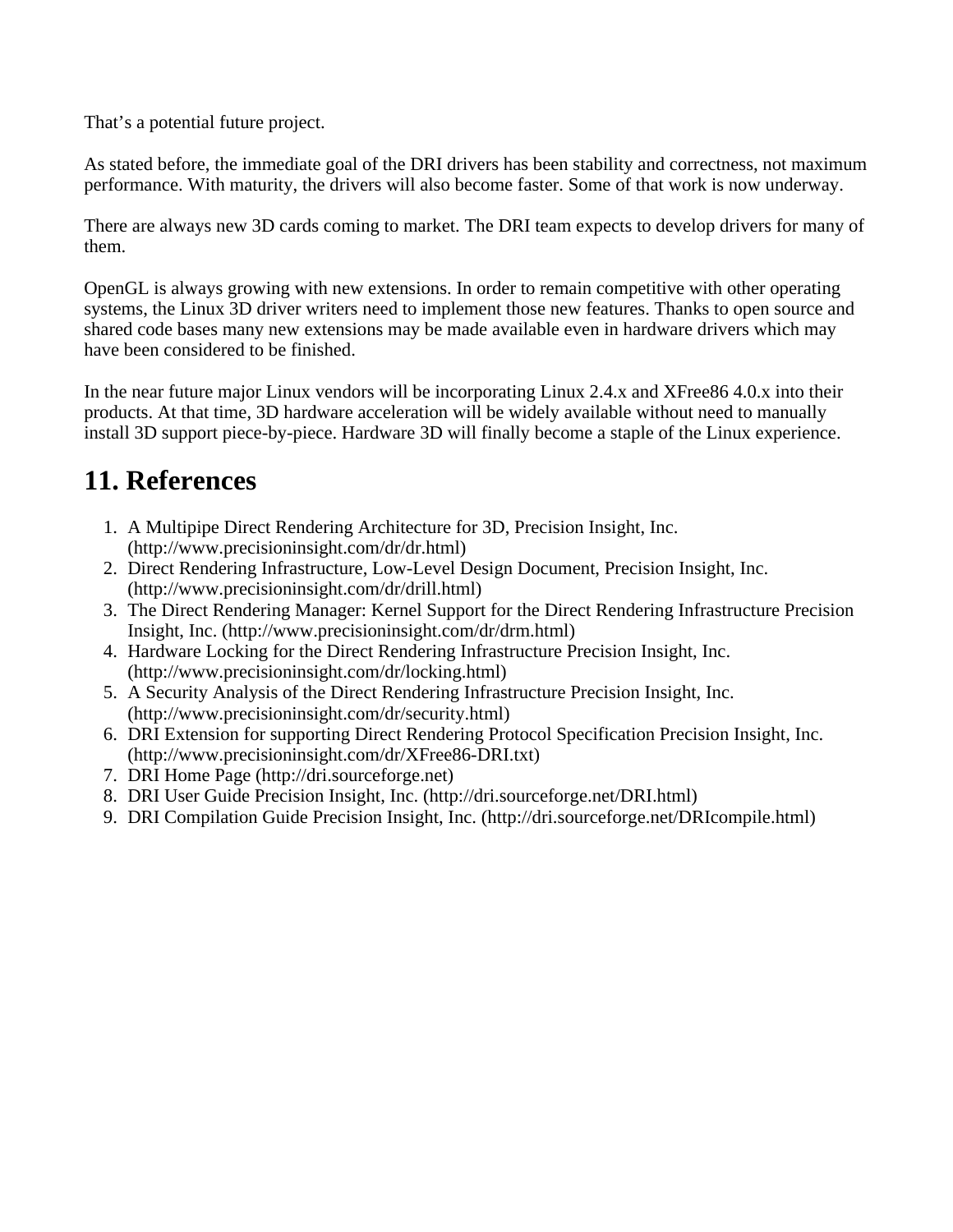That's a potential future project.

As stated before, the immediate goal of the DRI drivers has been stability and correctness, not maximum performance. With maturity, the drivers will also become faster. Some of that work is now underway.

There are always new 3D cards coming to market. The DRI team expects to develop drivers for many of them.

OpenGL is always growing with new extensions. In order to remain competitive with other operating systems, the Linux 3D driver writers need to implement those new features. Thanks to open source and shared code bases many new extensions may be made available even in hardware drivers which may have been considered to be finished.

In the near future major Linux vendors will be incorporating Linux 2.4.x and XFree86 4.0.x into their products. At that time, 3D hardware acceleration will be widely available without need to manually install 3D support piece-by-piece. Hardware 3D will finally become a staple of the Linux experience.

## 11. References

1. A Multipipe Direct Rendering Architecture for 3D, Precision Insight, Inc. (http://www.precisioninsight.com/dr/dr.html)
2. Direct Rendering Infrastructure, Low-Level Design Document, Precision Insight, Inc. (http://www.precisioninsight.com/dr/drill.html)
3. The Direct Rendering Manager: Kernel Support for the Direct Rendering Infrastructure Precision Insight, Inc. (http://www.precisioninsight.com/dr/drm.html)
4. Hardware Locking for the Direct Rendering Infrastructure Precision Insight, Inc. (http://www.precisioninsight.com/dr/locking.html)
5. A Security Analysis of the Direct Rendering Infrastructure Precision Insight, Inc. (http://www.precisioninsight.com/dr/security.html)
6. DRI Extension for supporting Direct Rendering Protocol Specification Precision Insight, Inc. (http://www.precisioninsight.com/dr/XFree86-DRI.txt)
7. DRI Home Page (http://dri.sourceforge.net)
8. DRI User Guide Precision Insight, Inc. (http://dri.sourceforge.net/DRI.html)
9. DRI Compilation Guide Precision Insight, Inc. (http://dri.sourceforge.net/DRIcompile.html)